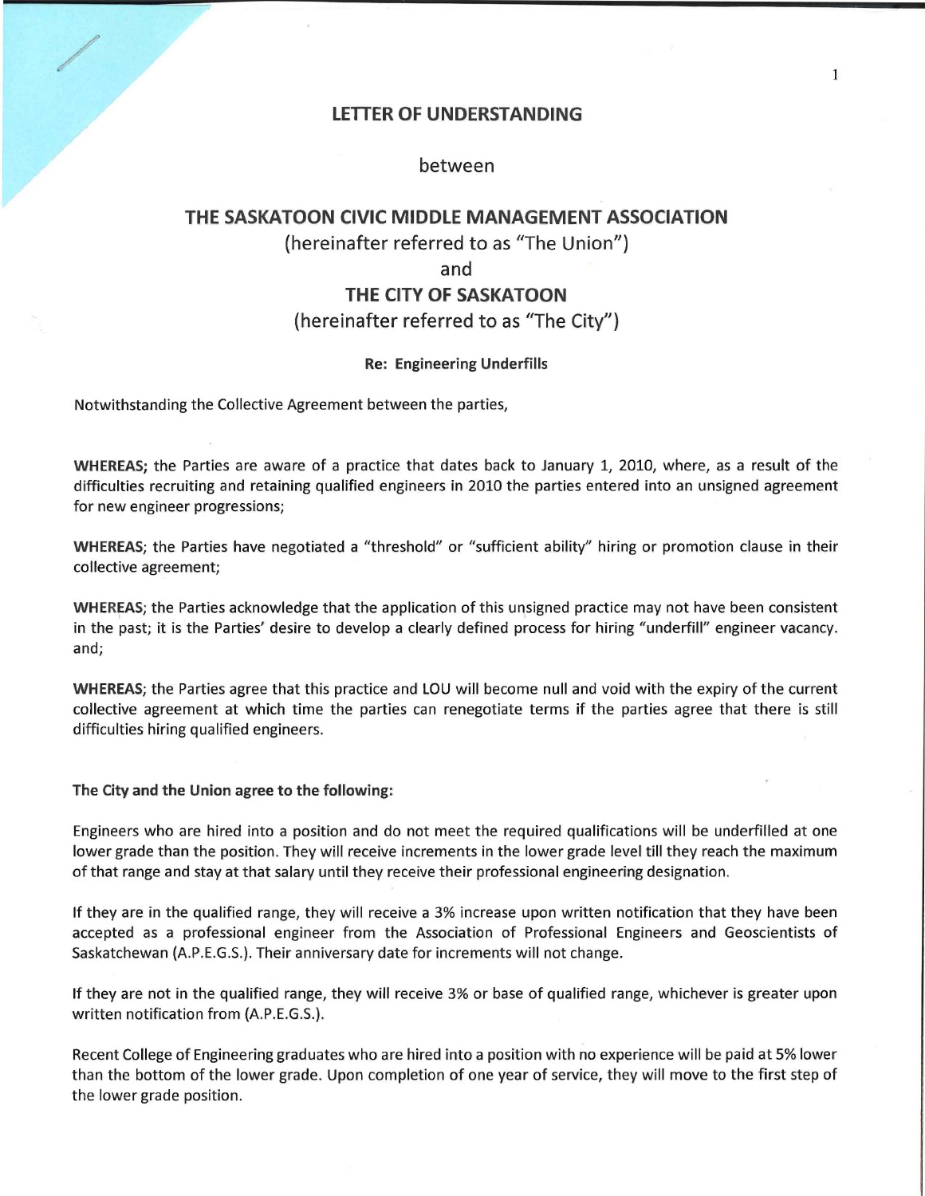# LETTER OF UNDERSTANDING

between

## THE SASKATOON CIVIC MIDDLE MANAGEMENT ASSOCIATION

(hereinafter referred to as "The Union")

and

## THE CITY OF SASKATOON

(hereinafter referred to as "The City")

**Re: Engineering Underfills**

Notwithstanding the Collective Agreement between the parties,

**WHEREAS;** the Parties are aware of a practice that dates back to January 1, 2010, where, as a result of the difficulties recruiting and retaining qualified engineers in 2010 the parties entered into an unsigned agreement for new engineer progressions;

**WHEREAS;** the Parties have negotiated a "threshold" or "sufficient ability" hiring or promotion clause in their collective agreement;

**WHEREAS;** the Parties acknowledge that the application of this unsigned practice may not have been consistent in the past; it is the Parties' desire to develop a clearly defined process for hiring "underfill" engineer vacancy. and;

**WHEREAS;** the Parties agree that this practice and LOU will become null and void with the expiry of the current collective agreement at which time the parties can renegotiate terms if the parties agree that there is still difficulties hiring qualified engineers.

**The City and the Union agree to the following:**

Engineers who are hired into a position and do not meet the required qualifications will be underfilled at one lower grade than the position. They will receive increments in the lower grade level till they reach the maximum of that range and stay at that salary until they receive their professional engineering designation.

If they are in the qualified range, they will receive a 3% increase upon written notification that they have been accepted as a professional engineer from the Association of Professional Engineers and Geoscientists of Saskatchewan (A.P.E.G.S.). Their anniversary date for increments will not change.

If they are not in the qualified range, they will receive 3% or base of qualified range, whichever is greater upon written notification from (A.P.E.G.S.).

Recent College of Engineering graduates who are hired into a position with no experience will be paid at 5% lower than the bottom of the lower grade. Upon completion of one year of service, they will move to the first step of the lower grade position.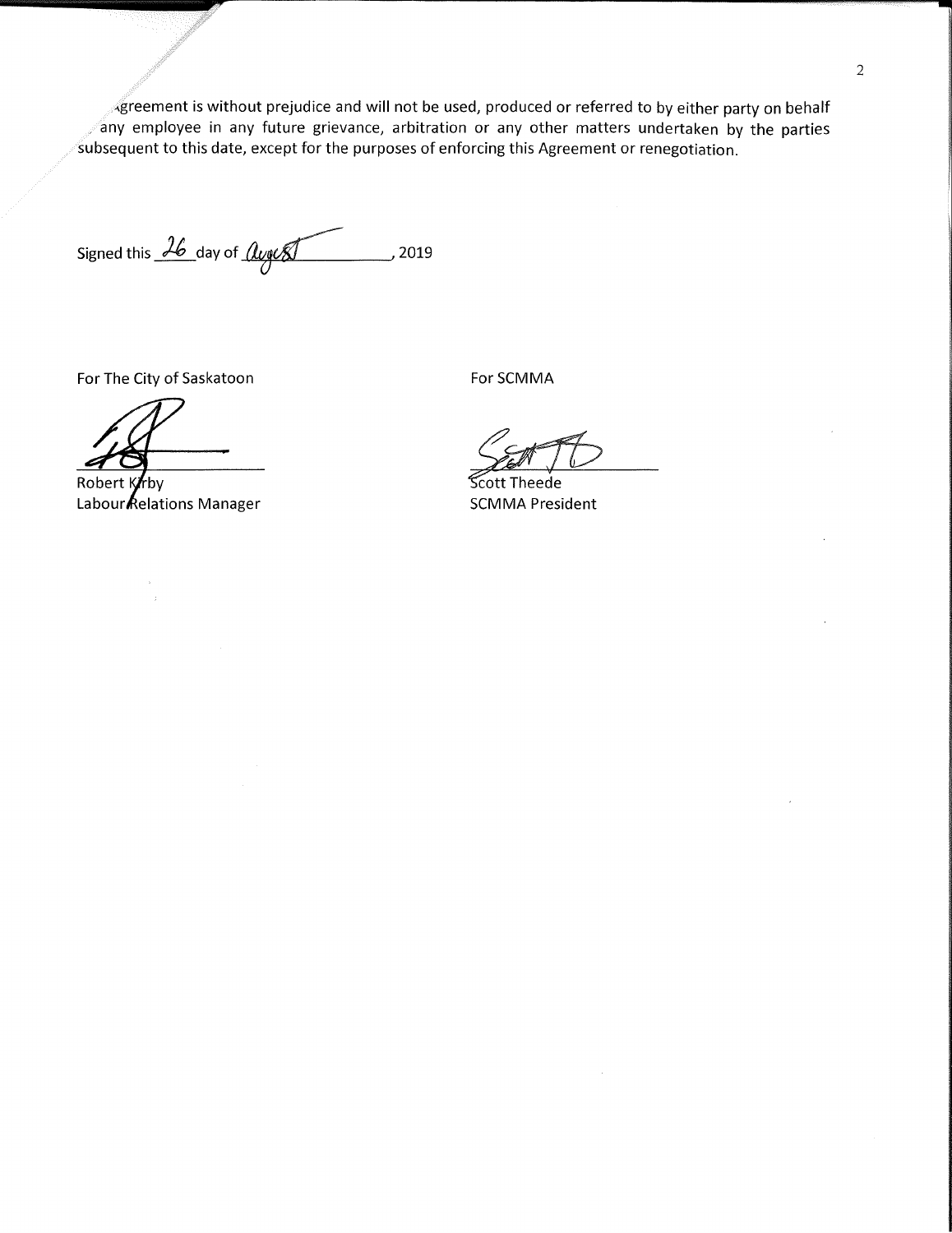Agreement is without prejudice and will not be used, produced or referred to by either party on behalf any employee in any future grievance, arbitration or any other matters undertaken by the parties subsequent to this date, except for the purposes of enforcing this Agreement or renegotiation.

Signed this 26 day of August, 2019

For The City of Saskatoon

Robert Kirby
Labour Relations Manager

For SCMMA

Scott Theede
SCMMA President